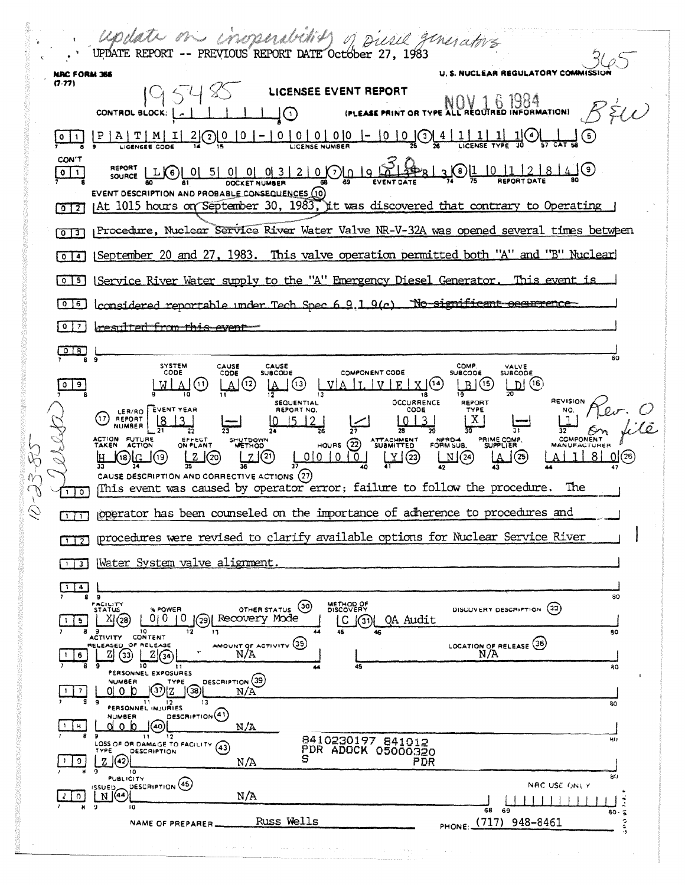*update on inoperability of Diesel generators*

UPDATE REPORT -- PREVIOUS REPORT DATE October 27, 1983

365

NRC FORM 366 (7-77)

U.S. NUCLEAR REGULATORY COMMISSION

19585

## LICENSEE EVENT REPORT

NOV 16 1984

B&W

CONTROL BLOCK: (1) (PLEASE PRINT OR TYPE ALL REQUIRED INFORMATION)

01 | P A T M I 2 (2) | 0 0 - 0 0 0 0 0 - 0 0 (3) | 4 1 1 1 1 (4) | (5)

LICENSEE CODE / LICENSE NUMBER / LICENSE TYPE / CAT

CON'T 01 | REPORT SOURCE L (6) | 0 5 0 0 0 3 2 0 (7) | 0 9 3 0 8 3 (8) | 1 0 1 2 8 4 (9)

DOCKET NUMBER / EVENT DATE / REPORT DATE

EVENT DESCRIPTION AND PROBABLE CONSEQUENCES (10)

02 At 1015 hours on September 30, 1983, it was discovered that contrary to Operating

03 Procedure, Nuclear Service River Water Valve NR-V-32A was opened several times between

04 September 20 and 27, 1983. This valve operation permitted both "A" and "B" Nuclear

05 Service River Water supply to the "A" Emergency Diesel Generator. This event is

06 considered reportable under Tech Spec 6.9.1.9(c). ~~No significant occurrence~~

07 ~~resulted from this event.~~

08

| | SYSTEM CODE | CAUSE CODE | CAUSE SUBCODE | COMPONENT CODE | COMP. SUBCODE | VALVE SUBCODE |
|---|---|---|---|---|---|---|
| 09 | W A (11) | A (12) | A (13) | V A L V E X (14) | B (15) | D (16) |

| (17) LER/RO REPORT NUMBER | EVENT YEAR | | SEQUENTIAL REPORT NO. | | OCCURRENCE CODE | REPORT TYPE | | REVISION NO. |
|---|---|---|---|---|---|---|---|---|
| | 8 3 | — | 0 5 2 | / | 0 3 | X | — | 1 |

Rev. 0 on file

10-23-85 (Xerox)

| ACTION TAKEN | FUTURE ACTION | EFFECT ON PLANT | SHUTDOWN METHOD | HOURS (22) | ATTACHMENT SUBMITTED | NPRD-4 FORM SUB. | PRIME COMP. SUPPLIER | COMPONENT MANUFACTURER |
|---|---|---|---|---|---|---|---|---|
| H (18) | G (19) | Z (20) | Z (21) | 0 0 0 0 0 | Y (23) | N (24) | A (25) | A 1 8 0 (26) |

CAUSE DESCRIPTION AND CORRECTIVE ACTIONS (27)

10 This event was caused by operator error; failure to follow the procedure. The

11 operator has been counseled on the importance of adherence to procedures and

12 procedures were revised to clarify available options for Nuclear Service River

13 Water System valve alignment.

14

| | FACILITY STATUS | % POWER | OTHER STATUS (30) | METHOD OF DISCOVERY | DISCOVERY DESCRIPTION (32) |
|---|---|---|---|---|---|
| 15 | X (28) | 0 0 0 (29) | Recovery Mode | C (31) | QA Audit |

| | ACTIVITY RELEASED | CONTENT OF RELEASE | AMOUNT OF ACTIVITY (35) | LOCATION OF RELEASE (36) |
|---|---|---|---|---|
| 16 | Z (33) | Z (34) | N/A | N/A |

PERSONNEL EXPOSURES

| | NUMBER | TYPE | DESCRIPTION (39) |
|---|---|---|---|
| 17 | 0 0 0 (37) | Z (38) | N/A |

PERSONNEL INJURIES

| | NUMBER | DESCRIPTION (41) |
|---|---|---|
| 18 | 0 0 0 (40) | N/A |

LOSS OF OR DAMAGE TO FACILITY (43)

| | TYPE | DESCRIPTION |
|---|---|---|
| 19 | Z (42) | N/A |

8410230197 841012
PDR ADOCK 05000320
S PDR

PUBLICITY

| | ISSUED | DESCRIPTION (45) |
|---|---|---|
| 20 | N (44) | N/A |

NRC USE ONLY

NAME OF PREPARER Russ Wells PHONE: (717) 948-8461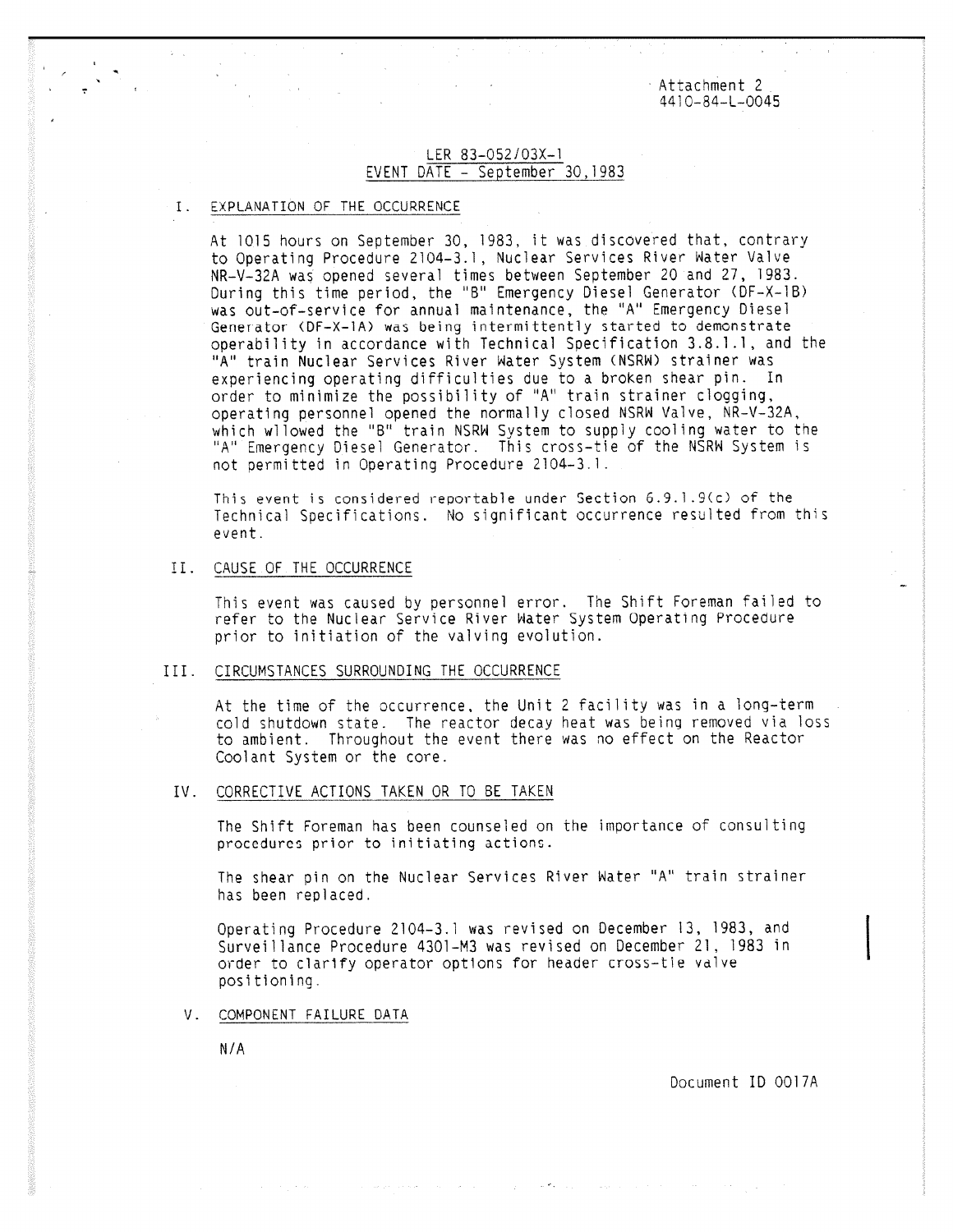Attachment 2
4410-84-L-0045

LER 83-052/03X-1
EVENT DATE - September 30,1983

## I. EXPLANATION OF THE OCCURRENCE

At 1015 hours on September 30, 1983, it was discovered that, contrary to Operating Procedure 2104-3.1, Nuclear Services River Water Valve NR-V-32A was opened several times between September 20 and 27, 1983. During this time period, the "B" Emergency Diesel Generator (DF-X-1B) was out-of-service for annual maintenance, the "A" Emergency Diesel Generator (DF-X-1A) was being intermittently started to demonstrate operability in accordance with Technical Specification 3.8.1.1, and the "A" train Nuclear Services River Water System (NSRW) strainer was experiencing operating difficulties due to a broken shear pin. In order to minimize the possibility of "A" train strainer clogging, operating personnel opened the normally closed NSRW Valve, NR-V-32A, which allowed the "B" train NSRW System to supply cooling water to the "A" Emergency Diesel Generator. This cross-tie of the NSRW System is not permitted in Operating Procedure 2104-3.1.

This event is considered reportable under Section 6.9.1.9(c) of the Technical Specifications. No significant occurrence resulted from this event.

## II. CAUSE OF THE OCCURRENCE

This event was caused by personnel error. The Shift Foreman failed to refer to the Nuclear Service River Water System Operating Procedure prior to initiation of the valving evolution.

## III. CIRCUMSTANCES SURROUNDING THE OCCURRENCE

At the time of the occurrence, the Unit 2 facility was in a long-term cold shutdown state. The reactor decay heat was being removed via loss to ambient. Throughout the event there was no effect on the Reactor Coolant System or the core.

## IV. CORRECTIVE ACTIONS TAKEN OR TO BE TAKEN

The Shift Foreman has been counseled on the importance of consulting procedures prior to initiating actions.

The shear pin on the Nuclear Services River Water "A" train strainer has been replaced.

Operating Procedure 2104-3.1 was revised on December 13, 1983, and Surveillance Procedure 4301-M3 was revised on December 21, 1983 in order to clarify operator options for header cross-tie valve positioning.

## V. COMPONENT FAILURE DATA

N/A

Document ID 0017A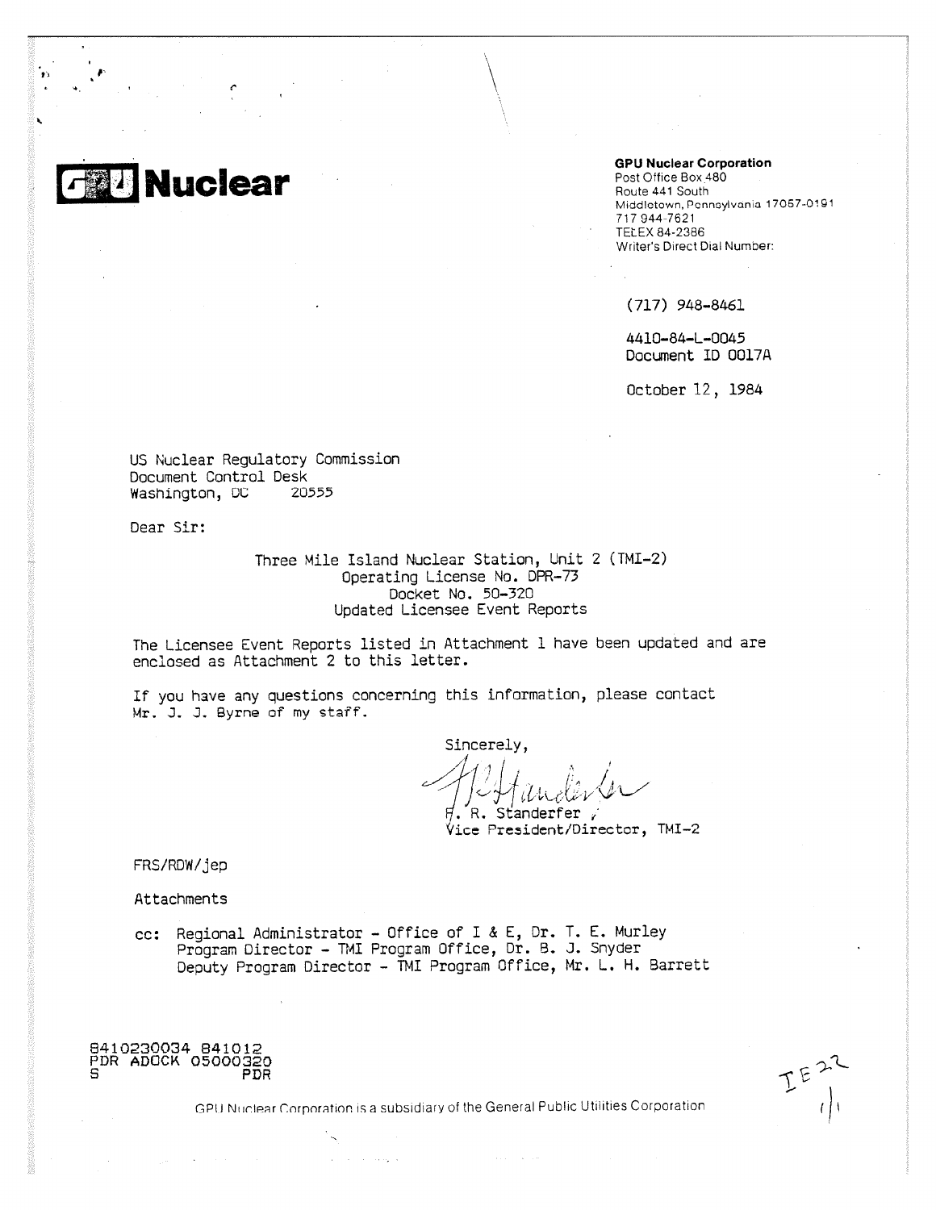# GPU Nuclear

**GPU Nuclear Corporation**
Post Office Box 480
Route 441 South
Middletown, Pennsylvania 17057-0191
717 944-7621
TELEX 84-2386
Writer's Direct Dial Number:

(717) 948-8461

4410-84-L-0045
Document ID 0017A

October 12, 1984

US Nuclear Regulatory Commission
Document Control Desk
Washington, DC 20555

Dear Sir:

Three Mile Island Nuclear Station, Unit 2 (TMI-2)
Operating License No. DPR-73
Docket No. 50-320
Updated Licensee Event Reports

The Licensee Event Reports listed in Attachment 1 have been updated and are enclosed as Attachment 2 to this letter.

If you have any questions concerning this information, please contact Mr. J. J. Byrne of my staff.

Sincerely,

F. R. Standerfer
Vice President/Director, TMI-2

FRS/RDW/jep

Attachments

cc: Regional Administrator - Office of I & E, Dr. T. E. Murley
Program Director - TMI Program Office, Dr. B. J. Snyder
Deputy Program Director - TMI Program Office, Mr. L. H. Barrett

8410230034 841012
PDR ADOCK 05000320
S PDR

IE22
1/1

GPU Nuclear Corporation is a subsidiary of the General Public Utilities Corporation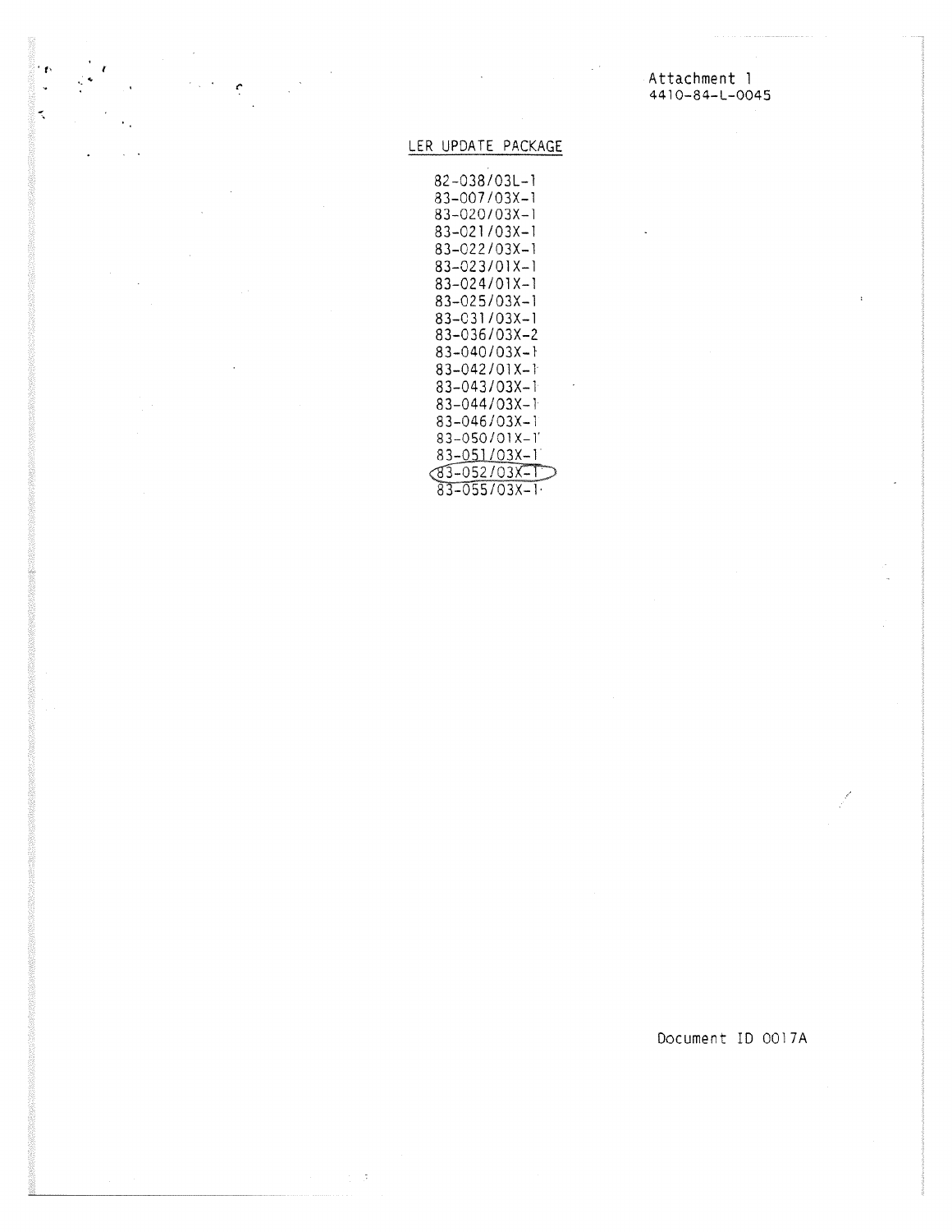Attachment 1
4410-84-L-0045

## LER UPDATE PACKAGE

82-038/03L-1
83-007/03X-1
83-020/03X-1
83-021/03X-1
83-022/03X-1
83-023/01X-1
83-024/01X-1
83-025/03X-1
83-031/03X-1
83-036/03X-2
83-040/03X-1
83-042/01X-1
83-043/03X-1
83-044/03X-1
83-046/03X-1
83-050/01X-1
83-051/03X-1
83-052/03X-1
83-055/03X-1

Document ID 0017A